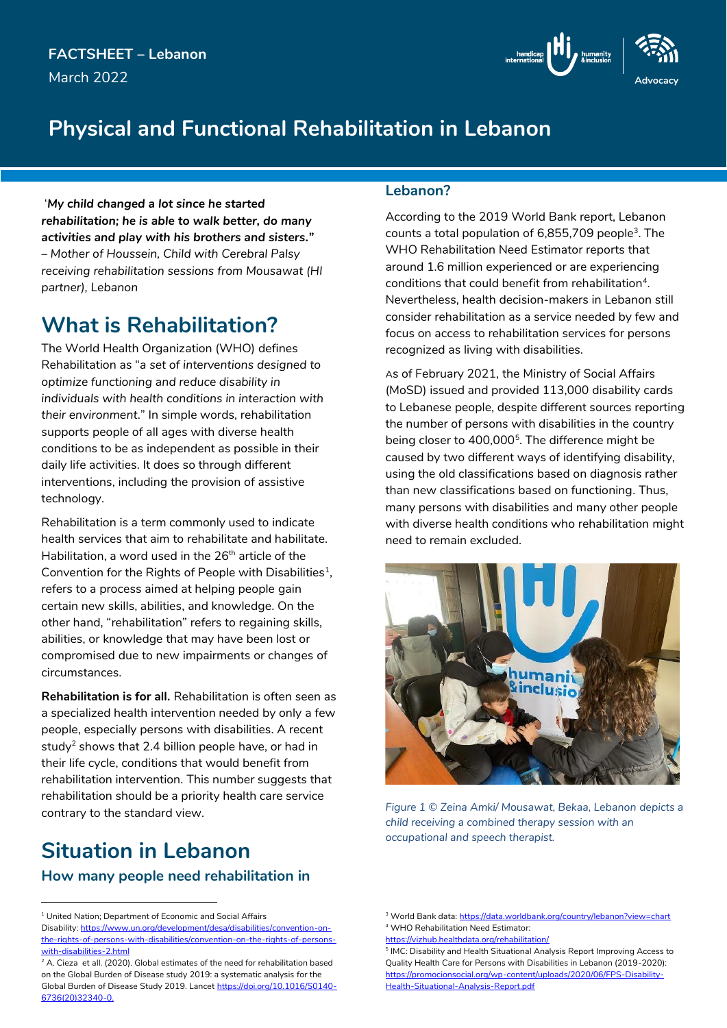FACTSHEET – Lebanon
March 2022

# Physical and Functional Rehabilitation in Lebanon

'***My child changed a lot since he started rehabilitation; he is able to walk better, do many activities and play with his brothers and sisters."*** *– Mother of Houssein, Child with Cerebral Palsy receiving rehabilitation sessions from Mousawat (HI partner), Lebanon*

## What is Rehabilitation?

The World Health Organization (WHO) defines Rehabilitation as "*a set of interventions designed to optimize functioning and reduce disability in individuals with health conditions in interaction with their environment.*" In simple words, rehabilitation supports people of all ages with diverse health conditions to be as independent as possible in their daily life activities. It does so through different interventions, including the provision of assistive technology.

Rehabilitation is a term commonly used to indicate health services that aim to rehabilitate and habilitate. Habilitation, a word used in the 26th article of the Convention for the Rights of People with Disabilities[1], refers to a process aimed at helping people gain certain new skills, abilities, and knowledge. On the other hand, "rehabilitation" refers to regaining skills, abilities, or knowledge that may have been lost or compromised due to new impairments or changes of circumstances.

**Rehabilitation is for all.** Rehabilitation is often seen as a specialized health intervention needed by only a few people, especially persons with disabilities. A recent study[2] shows that 2.4 billion people have, or had in their life cycle, conditions that would benefit from rehabilitation intervention. This number suggests that rehabilitation should be a priority health care service contrary to the standard view.

## Situation in Lebanon

### How many people need rehabilitation in Lebanon?

According to the 2019 World Bank report, Lebanon counts a total population of 6,855,709 people[3]. The WHO Rehabilitation Need Estimator reports that around 1.6 million experienced or are experiencing conditions that could benefit from rehabilitation[4]. Nevertheless, health decision-makers in Lebanon still consider rehabilitation as a service needed by few and focus on access to rehabilitation services for persons recognized as living with disabilities.

As of February 2021, the Ministry of Social Affairs (MoSD) issued and provided 113,000 disability cards to Lebanese people, despite different sources reporting the number of persons with disabilities in the country being closer to 400,000[5]. The difference might be caused by two different ways of identifying disability, using the old classifications based on diagnosis rather than new classifications based on functioning. Thus, many persons with disabilities and many other people with diverse health conditions who rehabilitation might need to remain excluded.

*Figure 1 © Zeina Amki/ Mousawat, Bekaa, Lebanon depicts a child receiving a combined therapy session with an occupational and speech therapist.*

---

[1] United Nation; Department of Economic and Social Affairs Disability: https://www.un.org/development/desa/disabilities/convention-on-the-rights-of-persons-with-disabilities/convention-on-the-rights-of-persons-with-disabilities-2.html

[2] A. Cieza et all. (2020). Global estimates of the need for rehabilitation based on the Global Burden of Disease study 2019: a systematic analysis for the Global Burden of Disease Study 2019. Lancet https://doi.org/10.1016/S0140-6736(20)32340-0.

[3] World Bank data: https://data.worldbank.org/country/lebanon?view=chart

[4] WHO Rehabilitation Need Estimator: https://vizhub.healthdata.org/rehabilitation/

[5] IMC: Disability and Health Situational Analysis Report Improving Access to Quality Health Care for Persons with Disabilities in Lebanon (2019-2020): https://promocionsocial.org/wp-content/uploads/2020/06/FPS-Disability-Health-Situational-Analysis-Report.pdf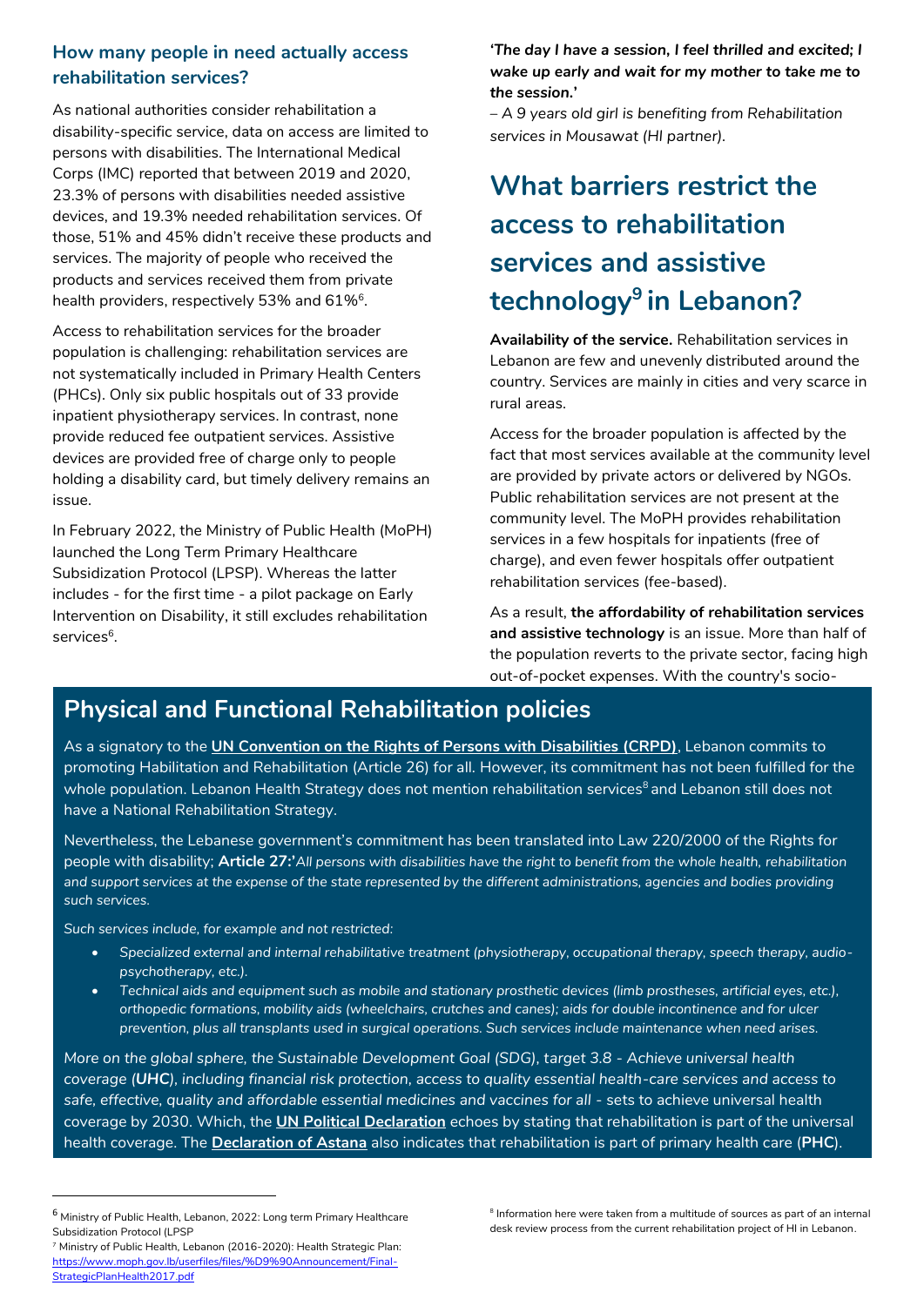### How many people in need actually access rehabilitation services?

As national authorities consider rehabilitation a disability-specific service, data on access are limited to persons with disabilities. The International Medical Corps (IMC) reported that between 2019 and 2020, 23.3% of persons with disabilities needed assistive devices, and 19.3% needed rehabilitation services. Of those, 51% and 45% didn't receive these products and services. The majority of people who received the products and services received them from private health providers, respectively 53% and 61%[6].

Access to rehabilitation services for the broader population is challenging: rehabilitation services are not systematically included in Primary Health Centers (PHCs). Only six public hospitals out of 33 provide inpatient physiotherapy services. In contrast, none provide reduced fee outpatient services. Assistive devices are provided free of charge only to people holding a disability card, but timely delivery remains an issue.

In February 2022, the Ministry of Public Health (MoPH) launched the Long Term Primary Healthcare Subsidization Protocol (LPSP). Whereas the latter includes - for the first time - a pilot package on Early Intervention on Disability, it still excludes rehabilitation services[6].

***'The day I have a session, I feel thrilled and excited; I wake up early and wait for my mother to take me to the session.'***

*– A 9 years old girl is benefiting from Rehabilitation services in Mousawat (HI partner).*

## What barriers restrict the access to rehabilitation services and assistive technology[9] in Lebanon?

**Availability of the service.** Rehabilitation services in Lebanon are few and unevenly distributed around the country. Services are mainly in cities and very scarce in rural areas.

Access for the broader population is affected by the fact that most services available at the community level are provided by private actors or delivered by NGOs. Public rehabilitation services are not present at the community level. The MoPH provides rehabilitation services in a few hospitals for inpatients (free of charge), and even fewer hospitals offer outpatient rehabilitation services (fee-based).

As a result, **the affordability of rehabilitation services and assistive technology** is an issue. More than half of the population reverts to the private sector, facing high out-of-pocket expenses. With the country's socio-

## Physical and Functional Rehabilitation policies

As a signatory to the **UN Convention on the Rights of Persons with Disabilities (CRPD)**, Lebanon commits to promoting Habilitation and Rehabilitation (Article 26) for all. However, its commitment has not been fulfilled for the whole population. Lebanon Health Strategy does not mention rehabilitation services[8] and Lebanon still does not have a National Rehabilitation Strategy.

Nevertheless, the Lebanese government's commitment has been translated into Law 220/2000 of the Rights for people with disability; **Article 27:'***All persons with disabilities have the right to benefit from the whole health, rehabilitation and support services at the expense of the state represented by the different administrations, agencies and bodies providing such services.*

*Such services include, for example and not restricted:*

- *Specialized external and internal rehabilitative treatment (physiotherapy, occupational therapy, speech therapy, audio-psychotherapy, etc.).*
- *Technical aids and equipment such as mobile and stationary prosthetic devices (limb prostheses, artificial eyes, etc.), orthopedic formations, mobility aids (wheelchairs, crutches and canes); aids for double incontinence and for ulcer prevention, plus all transplants used in surgical operations. Such services include maintenance when need arises.*

*More on the global sphere, the Sustainable Development Goal (SDG), target 3.8 - Achieve universal health coverage (**UHC**), including financial risk protection, access to quality essential health-care services and access to safe, effective, quality and affordable essential medicines and vaccines for all -* sets to achieve universal health coverage by 2030. Which, the **UN Political Declaration** echoes by stating that rehabilitation is part of the universal health coverage. The **Declaration of Astana** also indicates that rehabilitation is part of primary health care (**PHC**).

---

[6] Ministry of Public Health, Lebanon, 2022: Long term Primary Healthcare Subsidization Protocol (LPSP

[7] Ministry of Public Health, Lebanon (2016-2020): Health Strategic Plan: https://www.moph.gov.lb/userfiles/files/%D9%90Announcement/Final-StrategicPlanHealth2017.pdf

[8] Information here were taken from a multitude of sources as part of an internal desk review process from the current rehabilitation project of HI in Lebanon.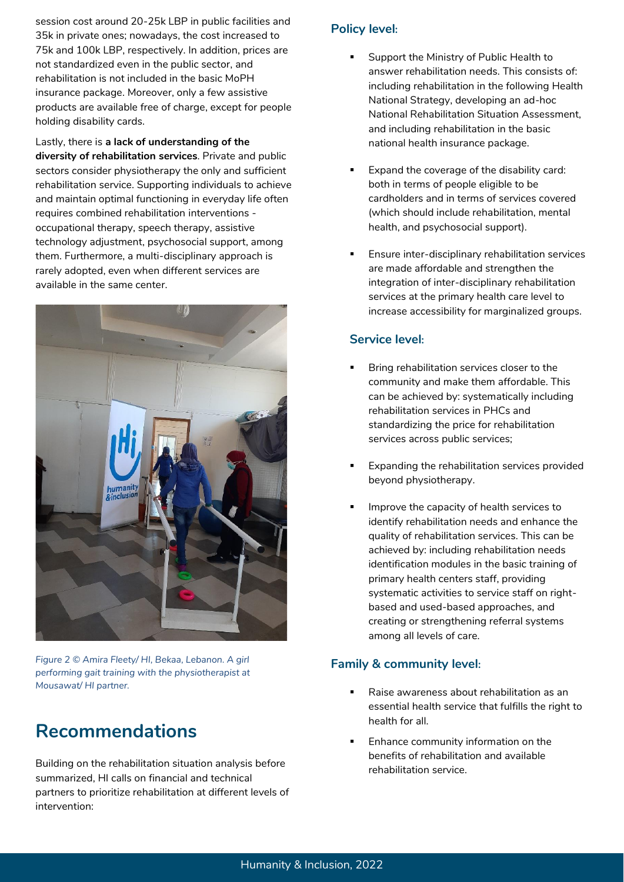session cost around 20-25k LBP in public facilities and 35k in private ones; nowadays, the cost increased to 75k and 100k LBP, respectively. In addition, prices are not standardized even in the public sector, and rehabilitation is not included in the basic MoPH insurance package. Moreover, only a few assistive products are available free of charge, except for people holding disability cards.

Lastly, there is **a lack of understanding of the diversity of rehabilitation services**. Private and public sectors consider physiotherapy the only and sufficient rehabilitation service. Supporting individuals to achieve and maintain optimal functioning in everyday life often requires combined rehabilitation interventions - occupational therapy, speech therapy, assistive technology adjustment, psychosocial support, among them. Furthermore, a multi-disciplinary approach is rarely adopted, even when different services are available in the same center.

*Figure 2 © Amira Fleety/ HI, Bekaa, Lebanon. A girl performing gait training with the physiotherapist at Mousawat/ HI partner.*

## Recommendations

Building on the rehabilitation situation analysis before summarized, HI calls on financial and technical partners to prioritize rehabilitation at different levels of intervention:

### Policy level:

- Support the Ministry of Public Health to answer rehabilitation needs. This consists of: including rehabilitation in the following Health National Strategy, developing an ad-hoc National Rehabilitation Situation Assessment, and including rehabilitation in the basic national health insurance package.
- Expand the coverage of the disability card: both in terms of people eligible to be cardholders and in terms of services covered (which should include rehabilitation, mental health, and psychosocial support).
- Ensure inter-disciplinary rehabilitation services are made affordable and strengthen the integration of inter-disciplinary rehabilitation services at the primary health care level to increase accessibility for marginalized groups.

### Service level:

- Bring rehabilitation services closer to the community and make them affordable. This can be achieved by: systematically including rehabilitation services in PHCs and standardizing the price for rehabilitation services across public services;
- Expanding the rehabilitation services provided beyond physiotherapy.
- Improve the capacity of health services to identify rehabilitation needs and enhance the quality of rehabilitation services. This can be achieved by: including rehabilitation needs identification modules in the basic training of primary health centers staff, providing systematic activities to service staff on right-based and used-based approaches, and creating or strengthening referral systems among all levels of care.

### Family & community level:

- Raise awareness about rehabilitation as an essential health service that fulfills the right to health for all.
- Enhance community information on the benefits of rehabilitation and available rehabilitation service.

Humanity & Inclusion, 2022